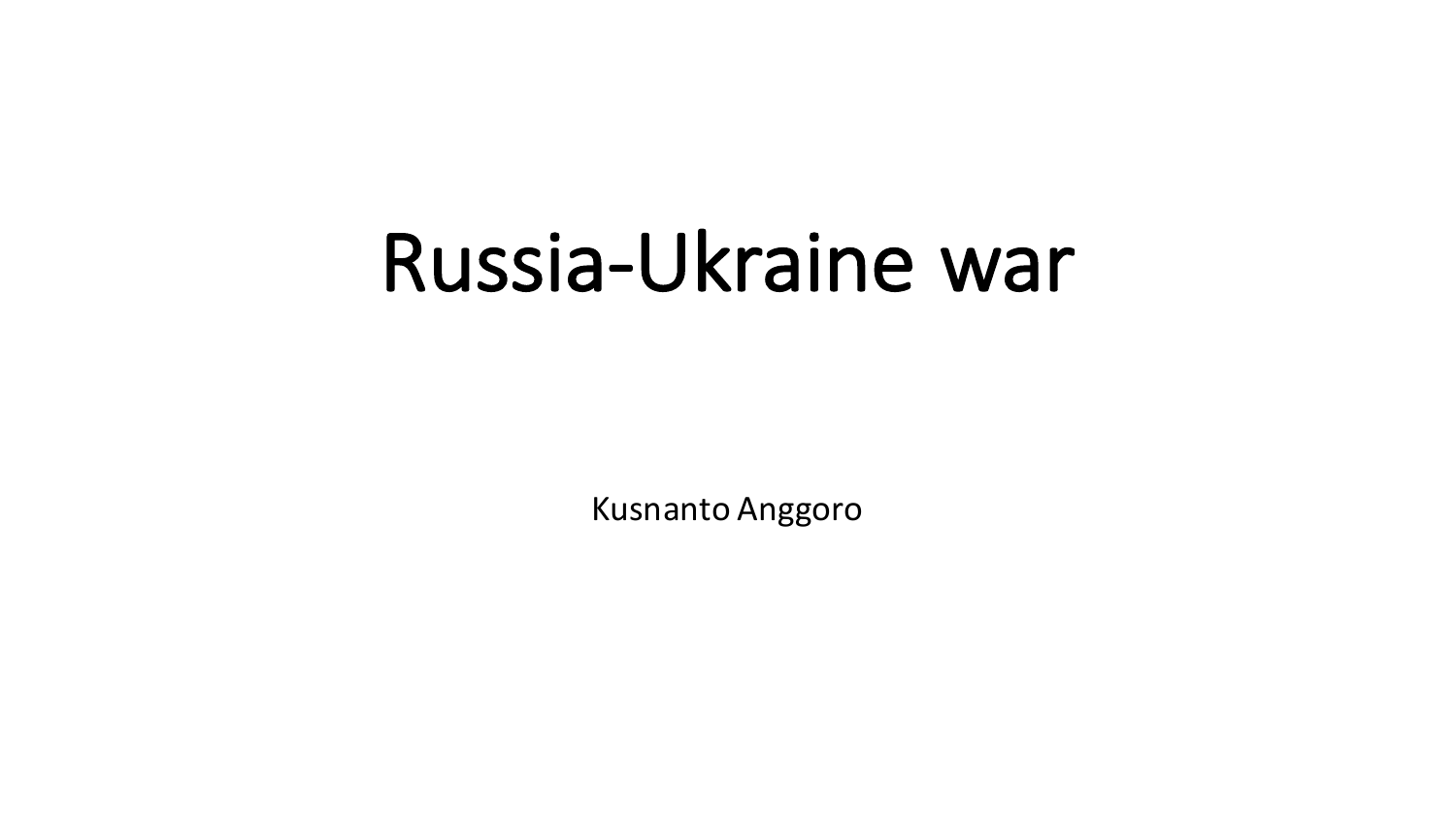# Russia-Ukraine war

Kusnanto Anggoro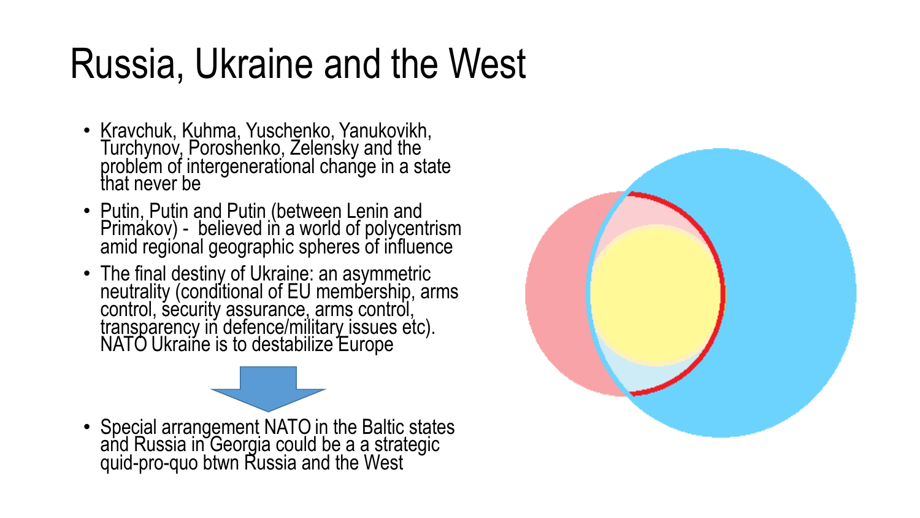# Russia, Ukraine and the West

- Kravchuk, Kuhma, Yuschenko, Yanukovikh, Turchynov, Poroshenko, Zelensky and the problem of intergenerational change in a state that never be
- Putin, Putin and Putin (between Lenin and Primakov) - believed in a world of polycentrism amid regional geographic spheres of influence
- The final destiny of Ukraine: an asymmetric neutrality (conditional of EU membership, arms control, security assurance, arms control, transparency in defence/military issues etc). NATO Ukraine is to destabilize Europe

- Special arrangement NATO in the Baltic states and Russia in Georgia could be a a strategic quid-pro-quo btwn Russia and the West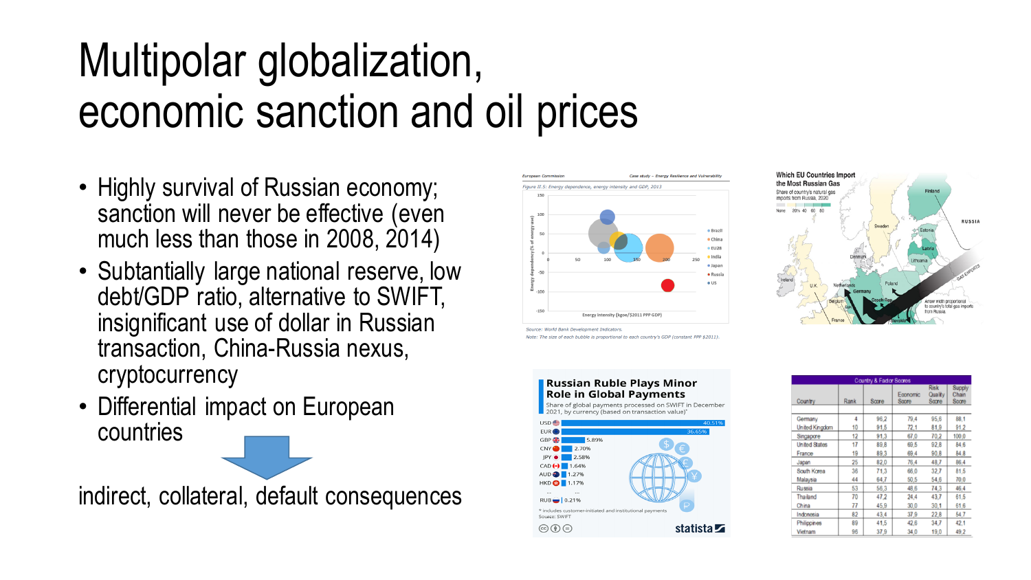# Multipolar globalization, economic sanction and oil prices

- Highly survival of Russian economy; sanction will never be effective (even much less than those in 2008, 2014)
- Subtantially large national reserve, low debt/GDP ratio, alternative to SWIFT, insignificant use of dollar in Russian transaction, China-Russia nexus, cryptocurrency
- Differential impact on European countries

indirect, collateral, default consequences

European Commission — Case study – Energy Resilience and Vulnerability

Figure II.5: Energy dependence, energy intensity and GDP, 2013

Source: World Bank Development Indicators.
Note: The size of each bubble is proportional to each country's GDP (constant PPP $2011).

**Which EU Countries Import the Most Russian Gas**

Share of country's natural gas imports from Russia, 2020

**Russian Ruble Plays Minor Role in Global Payments**

Share of global payments processed on SWIFT in December 2021, by currency (based on transaction value)*

| Currency | Share |
|---|---|
| USD | 40.51% |
| EUR | 36.65% |
| GBP | 5.89% |
| CNY | 2.70% |
| JPY | 2.58% |
| CAD | 1.64% |
| AUD | 1.27% |
| HKD | 1.17% |
| ... | ... |
| RUB | 0.21% |

\* includes customer-initiated and institutional payments
Source: SWIFT

Country & Factor Scores

| Country | Rank | Score | Economic Score | Risk Quality Score | Supply Chain Score |
|---|---|---|---|---|---|
| Germany | 4 | 96,2 | 79,4 | 95,6 | 88,1 |
| United Kingdom | 10 | 91,5 | 72,1 | 81,9 | 91,2 |
| Singapore | 12 | 91,3 | 67,0 | 70,2 | 100,0 |
| United States | 17 | 89,6 | 69,5 | 92,8 | 84,6 |
| France | 19 | 89,3 | 69,4 | 90,8 | 84,8 |
| Japan | 25 | 82,0 | 76,4 | 48,7 | 86,4 |
| South Korea | 36 | 71,3 | 66,0 | 32,7 | 81,5 |
| Malaysia | 44 | 64,7 | 50,5 | 54,6 | 70,0 |
| Russia | 53 | 56,3 | 48,6 | 74,3 | 46,4 |
| Thailand | 70 | 47,2 | 24,4 | 43,7 | 61,5 |
| China | 77 | 45,9 | 30,0 | 30,1 | 61,6 |
| Indonesia | 82 | 43,4 | 37,9 | 22,8 | 54,7 |
| Philippines | 89 | 41,5 | 42,6 | 34,7 | 42,1 |
| Vietnam | 96 | 37,9 | 34,0 | 19,0 | 49,2 |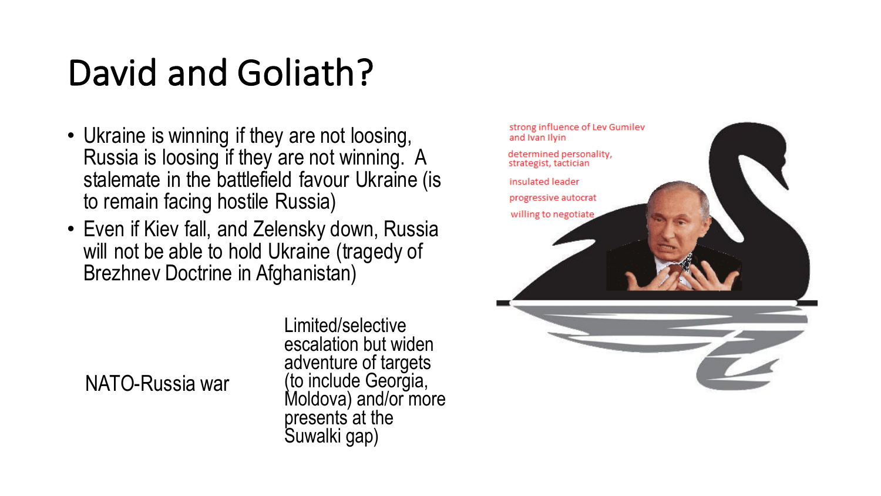# David and Goliath?

- Ukraine is winning if they are not loosing, Russia is loosing if they are not winning. A stalemate in the battlefield favour Ukraine (is to remain facing hostile Russia)
- Even if Kiev fall, and Zelensky down, Russia will not be able to hold Ukraine (tragedy of Brezhnev Doctrine in Afghanistan)

NATO-Russia war

Limited/selective escalation but widen adventure of targets (to include Georgia, Moldova) and/or more presents at the Suwalki gap)

strong influence of Lev Gumilev and Ivan Ilyin

determined personality, strategist, tactician

insulated leader

progressive autocrat

willing to negotiate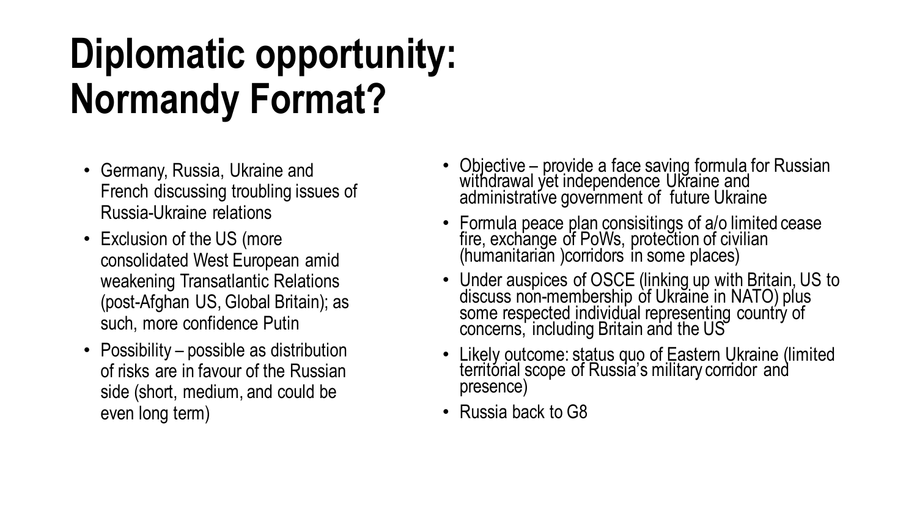# Diplomatic opportunity: Normandy Format?

- Germany, Russia, Ukraine and French discussing troubling issues of Russia-Ukraine relations
- Exclusion of the US (more consolidated West European amid weakening Transatlantic Relations (post-Afghan US, Global Britain); as such, more confidence Putin
- Possibility – possible as distribution of risks are in favour of the Russian side (short, medium, and could be even long term)
- Objective – provide a face saving formula for Russian withdrawal yet independence Ukraine and administrative government of future Ukraine
- Formula peace plan consisitings of a/o limited cease fire, exchange of PoWs, protection of civilian (humanitarian )corridors in some places)
- Under auspices of OSCE (linking up with Britain, US to discuss non-membership of Ukraine in NATO) plus some respected individual representing country of concerns, including Britain and the US
- Likely outcome: status quo of Eastern Ukraine (limited territorial scope of Russia's military corridor and presence)
- Russia back to G8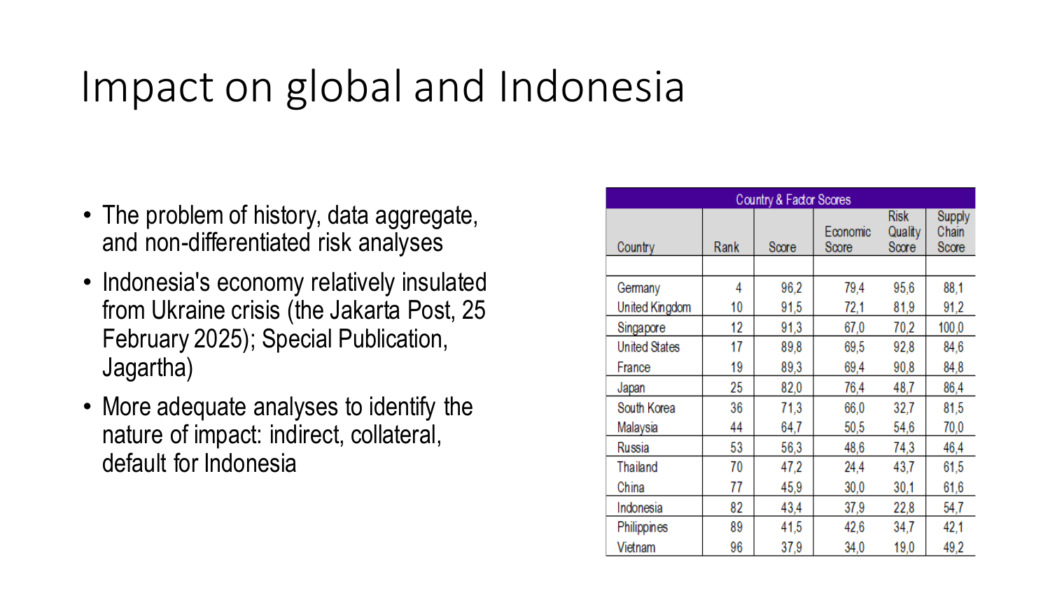# Impact on global and Indonesia

- The problem of history, data aggregate, and non-differentiated risk analyses
- Indonesia's economy relatively insulated from Ukraine crisis (the Jakarta Post, 25 February 2025); Special Publication, Jagartha)
- More adequate analyses to identify the nature of impact: indirect, collateral, default for Indonesia

| Country & Factor Scores | | | | | |
|---|---|---|---|---|---|
| Country | Rank | Score | Economic Score | Risk Quality Score | Supply Chain Score |
| | | | | | |
| Germany | 4 | 96,2 | 79,4 | 95,6 | 88,1 |
| United Kingdom | 10 | 91,5 | 72,1 | 81,9 | 91,2 |
| Singapore | 12 | 91,3 | 67,0 | 70,2 | 100,0 |
| United States | 17 | 89,8 | 69,5 | 92,8 | 84,6 |
| France | 19 | 89,3 | 69,4 | 90,8 | 84,8 |
| Japan | 25 | 82,0 | 76,4 | 48,7 | 86,4 |
| South Korea | 36 | 71,3 | 66,0 | 32,7 | 81,5 |
| Malaysia | 44 | 64,7 | 50,5 | 54,6 | 70,0 |
| Russia | 53 | 56,3 | 48,6 | 74,3 | 46,4 |
| Thailand | 70 | 47,2 | 24,4 | 43,7 | 61,5 |
| China | 77 | 45,9 | 30,0 | 30,1 | 61,6 |
| Indonesia | 82 | 43,4 | 37,9 | 22,8 | 54,7 |
| Philippines | 89 | 41,5 | 42,6 | 34,7 | 42,1 |
| Vietnam | 96 | 37,9 | 34,0 | 19,0 | 49,2 |